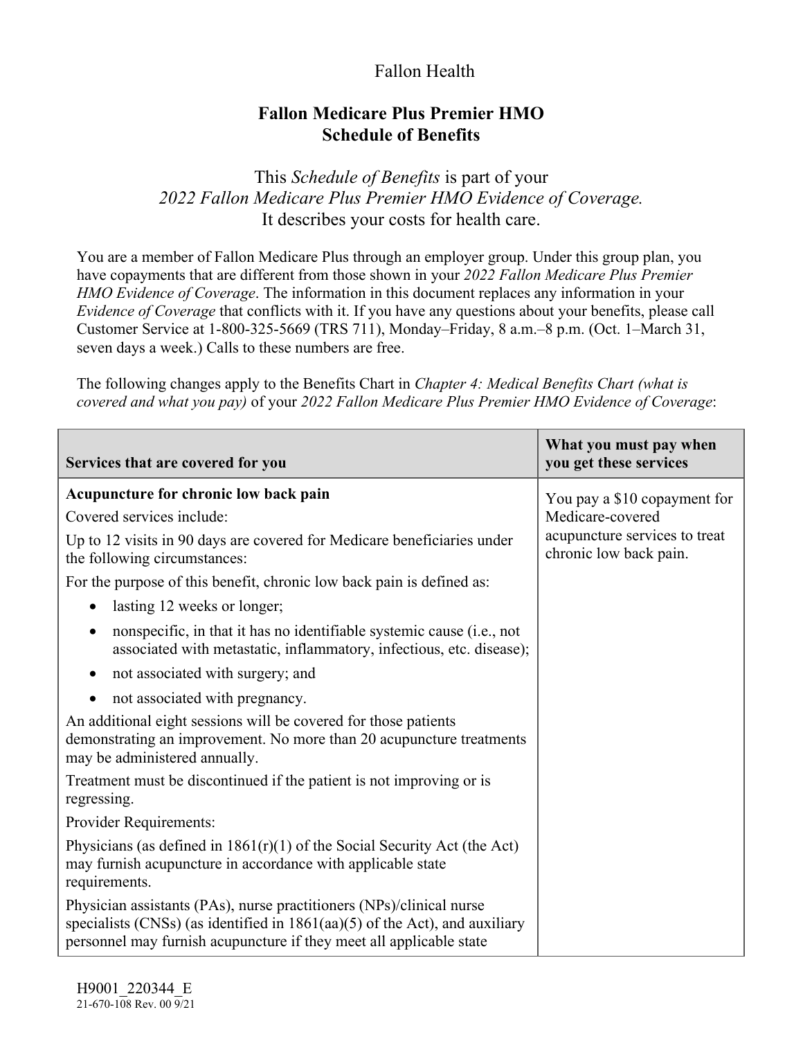Fallon Health

# Fallon Medicare Plus Premier HMO Schedule of Benefits

This *Schedule of Benefits* is part of your *2022 Fallon Medicare Plus Premier HMO Evidence of Coverage.* It describes your costs for health care.

You are a member of Fallon Medicare Plus through an employer group. Under this group plan, you have copayments that are different from those shown in your *2022 Fallon Medicare Plus Premier HMO Evidence of Coverage*. The information in this document replaces any information in your *Evidence of Coverage* that conflicts with it. If you have any questions about your benefits, please call Customer Service at 1-800-325-5669 (TRS 711), Monday–Friday, 8 a.m.–8 p.m. (Oct. 1–March 31, seven days a week.) Calls to these numbers are free.

The following changes apply to the Benefits Chart in *Chapter 4: Medical Benefits Chart (what is covered and what you pay)* of your *2022 Fallon Medicare Plus Premier HMO Evidence of Coverage*:

| Services that are covered for you | What you must pay when you get these services |
|---|---|
| **Acupuncture for chronic low back pain**<br>Covered services include:<br>Up to 12 visits in 90 days are covered for Medicare beneficiaries under the following circumstances:<br>For the purpose of this benefit, chronic low back pain is defined as:<br>• lasting 12 weeks or longer;<br>• nonspecific, in that it has no identifiable systemic cause (i.e., not associated with metastatic, inflammatory, infectious, etc. disease);<br>• not associated with surgery; and<br>• not associated with pregnancy.<br>An additional eight sessions will be covered for those patients demonstrating an improvement. No more than 20 acupuncture treatments may be administered annually.<br>Treatment must be discontinued if the patient is not improving or is regressing.<br>Provider Requirements:<br>Physicians (as defined in 1861(r)(1) of the Social Security Act (the Act) may furnish acupuncture in accordance with applicable state requirements.<br>Physician assistants (PAs), nurse practitioners (NPs)/clinical nurse specialists (CNSs) (as identified in 1861(aa)(5) of the Act), and auxiliary personnel may furnish acupuncture if they meet all applicable state | You pay a $10 copayment for Medicare-covered acupuncture services to treat chronic low back pain. |

H9001_220344_E
21-670-108 Rev. 00 9/21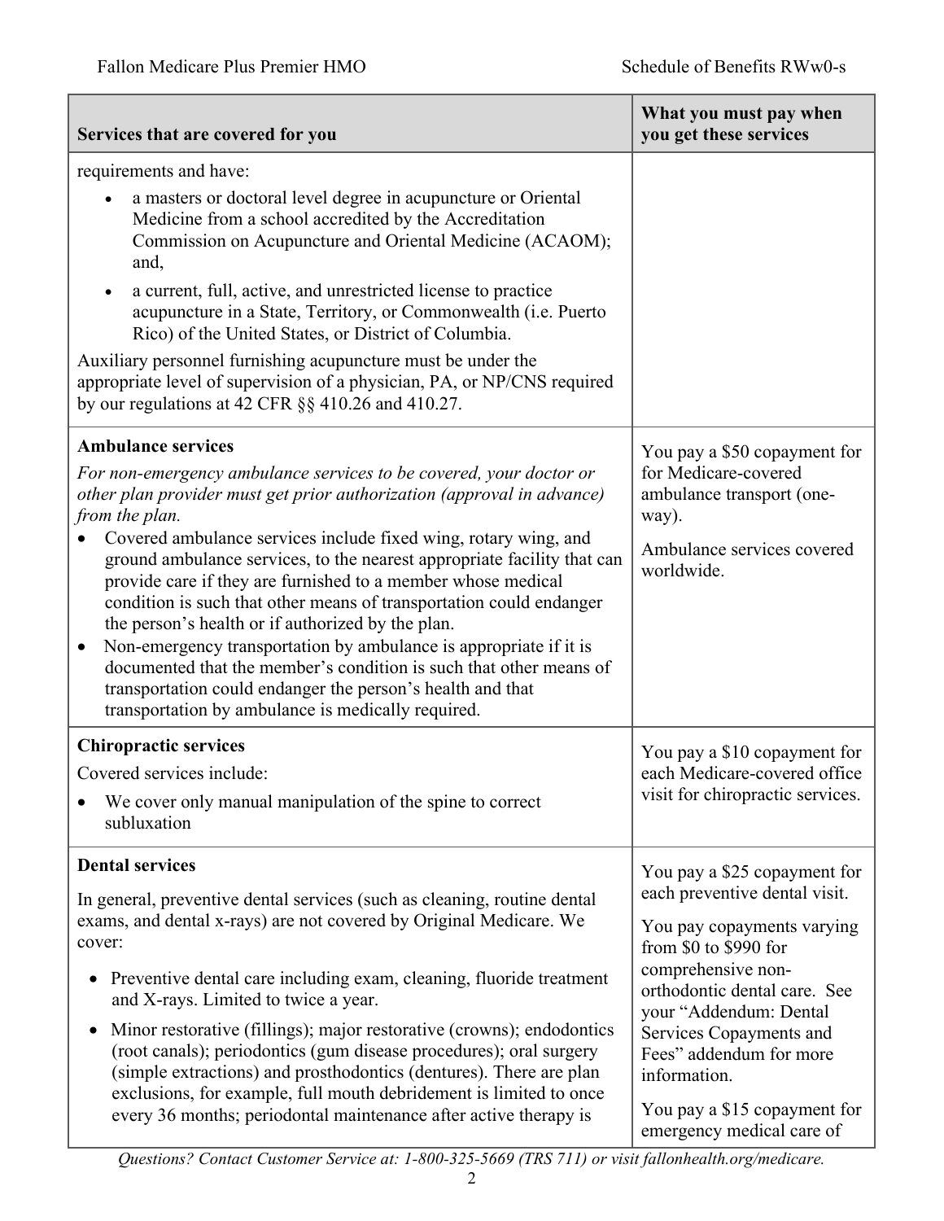| Services that are covered for you | What you must pay when you get these services |
|---|---|
| requirements and have:<br>• a masters or doctoral level degree in acupuncture or Oriental Medicine from a school accredited by the Accreditation Commission on Acupuncture and Oriental Medicine (ACAOM); and,<br>• a current, full, active, and unrestricted license to practice acupuncture in a State, Territory, or Commonwealth (i.e. Puerto Rico) of the United States, or District of Columbia.<br>Auxiliary personnel furnishing acupuncture must be under the appropriate level of supervision of a physician, PA, or NP/CNS required by our regulations at 42 CFR §§ 410.26 and 410.27. | |
| **Ambulance services**<br>*For non-emergency ambulance services to be covered, your doctor or other plan provider must get prior authorization (approval in advance) from the plan.*<br>• Covered ambulance services include fixed wing, rotary wing, and ground ambulance services, to the nearest appropriate facility that can provide care if they are furnished to a member whose medical condition is such that other means of transportation could endanger the person's health or if authorized by the plan.<br>• Non-emergency transportation by ambulance is appropriate if it is documented that the member's condition is such that other means of transportation could endanger the person's health and that transportation by ambulance is medically required. | You pay a $50 copayment for for Medicare-covered ambulance transport (one-way).<br>Ambulance services covered worldwide. |
| **Chiropractic services**<br>Covered services include:<br>• We cover only manual manipulation of the spine to correct subluxation | You pay a $10 copayment for each Medicare-covered office visit for chiropractic services. |
| **Dental services**<br>In general, preventive dental services (such as cleaning, routine dental exams, and dental x-rays) are not covered by Original Medicare. We cover:<br>• Preventive dental care including exam, cleaning, fluoride treatment and X-rays. Limited to twice a year.<br>• Minor restorative (fillings); major restorative (crowns); endodontics (root canals); periodontics (gum disease procedures); oral surgery (simple extractions) and prosthodontics (dentures). There are plan exclusions, for example, full mouth debridement is limited to once every 36 months; periodontal maintenance after active therapy is | You pay a $25 copayment for each preventive dental visit.<br>You pay copayments varying from $0 to $990 for comprehensive non-orthodontic dental care. See your "Addendum: Dental Services Copayments and Fees" addendum for more information.<br>You pay a $15 copayment for emergency medical care of |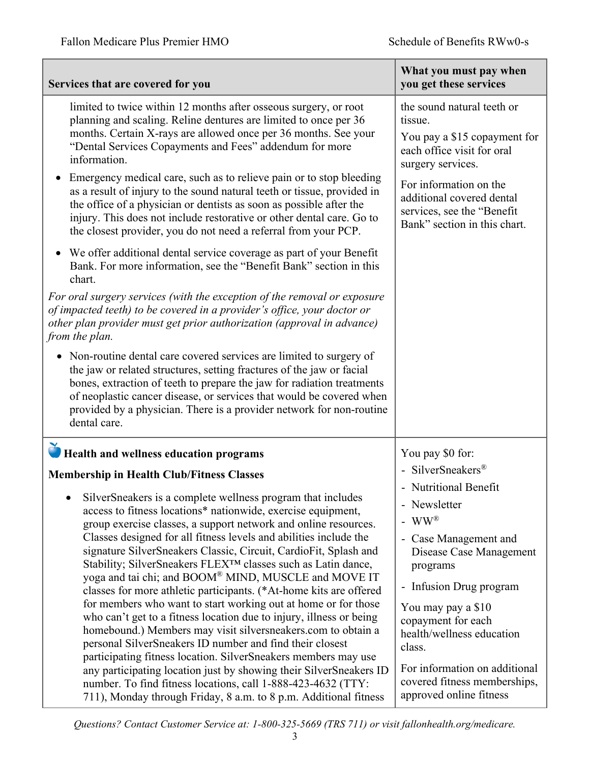| Services that are covered for you | What you must pay when you get these services |
|---|---|
| limited to twice within 12 months after osseous surgery, or root planning and scaling. Reline dentures are limited to once per 36 months. Certain X-rays are allowed once per 36 months. See your "Dental Services Copayments and Fees" addendum for more information.<br><br>• Emergency medical care, such as to relieve pain or to stop bleeding as a result of injury to the sound natural teeth or tissue, provided in the office of a physician or dentists as soon as possible after the injury. This does not include restorative or other dental care. Go to the closest provider, you do not need a referral from your PCP.<br><br>• We offer additional dental service coverage as part of your Benefit Bank. For more information, see the "Benefit Bank" section in this chart.<br><br>*For oral surgery services (with the exception of the removal or exposure of impacted teeth) to be covered in a provider's office, your doctor or other plan provider must get prior authorization (approval in advance) from the plan.*<br><br>• Non-routine dental care covered services are limited to surgery of the jaw or related structures, setting fractures of the jaw or facial bones, extraction of teeth to prepare the jaw for radiation treatments of neoplastic cancer disease, or services that would be covered when provided by a physician. There is a provider network for non-routine dental care. | the sound natural teeth or tissue.<br><br>You pay a $15 copayment for each office visit for oral surgery services.<br><br>For information on the additional covered dental services, see the "Benefit Bank" section in this chart. |
| **Health and wellness education programs**<br><br>**Membership in Health Club/Fitness Classes**<br><br>• SilverSneakers is a complete wellness program that includes access to fitness locations* nationwide, exercise equipment, group exercise classes, a support network and online resources. Classes designed for all fitness levels and abilities include the signature SilverSneakers Classic, Circuit, CardioFit, Splash and Stability; SilverSneakers FLEX™ classes such as Latin dance, yoga and tai chi; and BOOM® MIND, MUSCLE and MOVE IT classes for more athletic participants. (*At-home kits are offered for members who want to start working out at home or for those who can't get to a fitness location due to injury, illness or being homebound.) Members may visit silversneakers.com to obtain a personal SilverSneakers ID number and find their closest participating fitness location. SilverSneakers members may use any participating location just by showing their SilverSneakers ID number. To find fitness locations, call 1-888-423-4632 (TTY: 711), Monday through Friday, 8 a.m. to 8 p.m. Additional fitness | You pay $0 for:<br>- SilverSneakers®<br>- Nutritional Benefit<br>- Newsletter<br>- WW®<br>- Case Management and Disease Case Management programs<br>- Infusion Drug program<br><br>You may pay a $10 copayment for each health/wellness education class.<br><br>For information on additional covered fitness memberships, approved online fitness |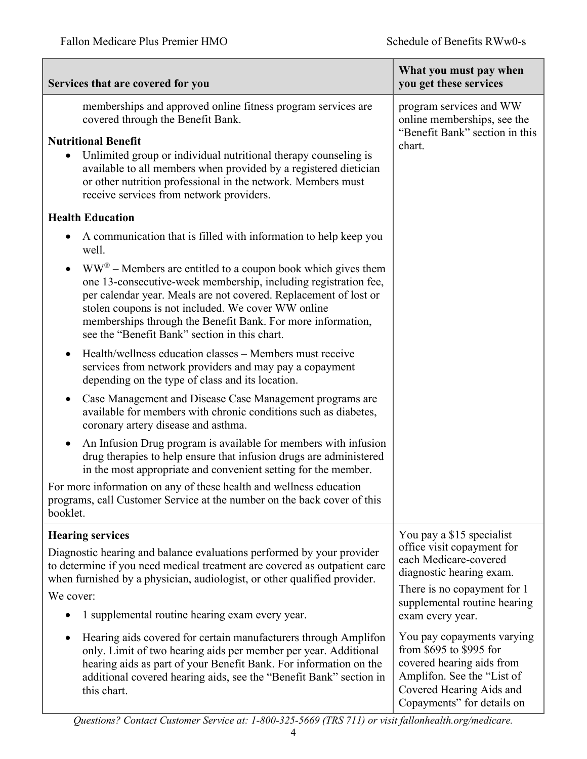| Services that are covered for you | What you must pay when you get these services |
| --- | --- |
| memberships and approved online fitness program services are covered through the Benefit Bank.<br><br>**Nutritional Benefit**<br>• Unlimited group or individual nutritional therapy counseling is available to all members when provided by a registered dietician or other nutrition professional in the network. Members must receive services from network providers.<br><br>**Health Education**<br>• A communication that is filled with information to help keep you well.<br>• WW® – Members are entitled to a coupon book which gives them one 13-consecutive-week membership, including registration fee, per calendar year. Meals are not covered. Replacement of lost or stolen coupons is not included. We cover WW online memberships through the Benefit Bank. For more information, see the "Benefit Bank" section in this chart.<br>• Health/wellness education classes – Members must receive services from network providers and may pay a copayment depending on the type of class and its location.<br>• Case Management and Disease Case Management programs are available for members with chronic conditions such as diabetes, coronary artery disease and asthma.<br>• An Infusion Drug program is available for members with infusion drug therapies to help ensure that infusion drugs are administered in the most appropriate and convenient setting for the member.<br><br>For more information on any of these health and wellness education programs, call Customer Service at the number on the back cover of this booklet. | program services and WW online memberships, see the "Benefit Bank" section in this chart. |
| **Hearing services**<br>Diagnostic hearing and balance evaluations performed by your provider to determine if you need medical treatment are covered as outpatient care when furnished by a physician, audiologist, or other qualified provider.<br>We cover:<br>• 1 supplemental routine hearing exam every year.<br>• Hearing aids covered for certain manufacturers through Amplifon only. Limit of two hearing aids per member per year. Additional hearing aids as part of your Benefit Bank. For information on the additional covered hearing aids, see the "Benefit Bank" section in this chart. | You pay a $15 specialist office visit copayment for each Medicare-covered diagnostic hearing exam.<br><br>There is no copayment for 1 supplemental routine hearing exam every year.<br><br>You pay copayments varying from $695 to $995 for covered hearing aids from Amplifon. See the "List of Covered Hearing Aids and Copayments" for details on |

*Questions? Contact Customer Service at: 1-800-325-5669 (TRS 711) or visit fallonhealth.org/medicare.*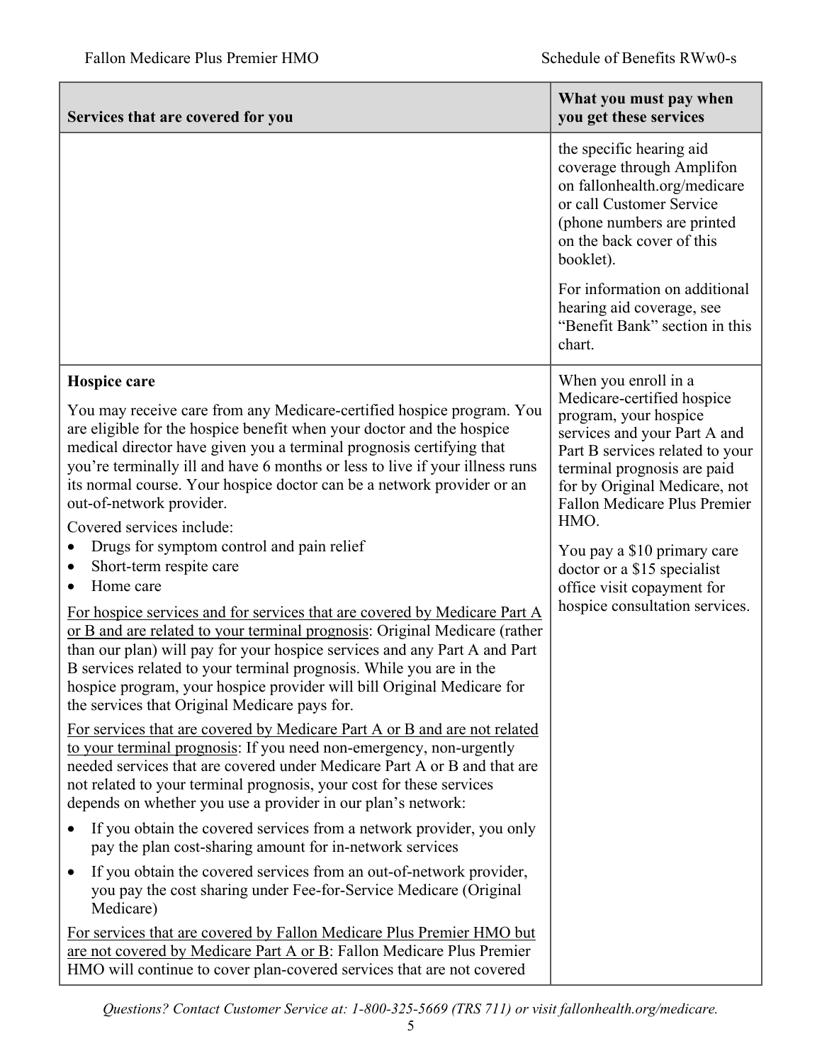| Services that are covered for you | What you must pay when you get these services |
|---|---|
| | the specific hearing aid coverage through Amplifon on fallonhealth.org/medicare or call Customer Service (phone numbers are printed on the back cover of this booklet).<br><br>For information on additional hearing aid coverage, see "Benefit Bank" section in this chart. |
| **Hospice care**<br><br>You may receive care from any Medicare-certified hospice program. You are eligible for the hospice benefit when your doctor and the hospice medical director have given you a terminal prognosis certifying that you're terminally ill and have 6 months or less to live if your illness runs its normal course. Your hospice doctor can be a network provider or an out-of-network provider.<br><br>Covered services include:<br>• Drugs for symptom control and pain relief<br>• Short-term respite care<br>• Home care<br><br><u>For hospice services and for services that are covered by Medicare Part A or B and are related to your terminal prognosis</u>: Original Medicare (rather than our plan) will pay for your hospice services and any Part A and Part B services related to your terminal prognosis. While you are in the hospice program, your hospice provider will bill Original Medicare for the services that Original Medicare pays for.<br><br><u>For services that are covered by Medicare Part A or B and are not related to your terminal prognosis</u>: If you need non-emergency, non-urgently needed services that are covered under Medicare Part A or B and that are not related to your terminal prognosis, your cost for these services depends on whether you use a provider in our plan's network:<br><br>• If you obtain the covered services from a network provider, you only pay the plan cost-sharing amount for in-network services<br>• If you obtain the covered services from an out-of-network provider, you pay the cost sharing under Fee-for-Service Medicare (Original Medicare)<br><br><u>For services that are covered by Fallon Medicare Plus Premier HMO but are not covered by Medicare Part A or B</u>: Fallon Medicare Plus Premier HMO will continue to cover plan-covered services that are not covered | When you enroll in a Medicare-certified hospice program, your hospice services and your Part A and Part B services related to your terminal prognosis are paid for by Original Medicare, not Fallon Medicare Plus Premier HMO.<br><br>You pay a $10 primary care doctor or a $15 specialist office visit copayment for hospice consultation services. |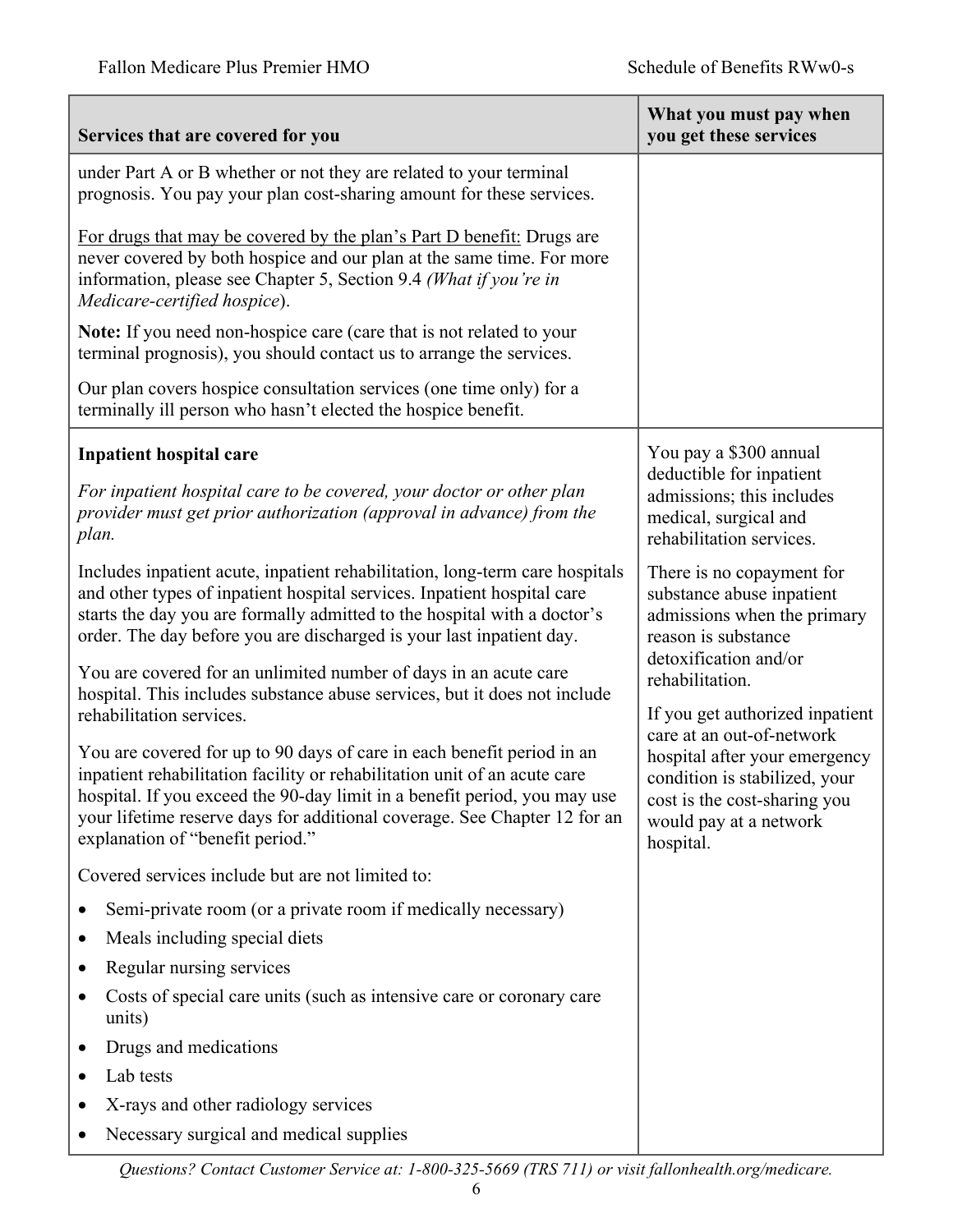| Services that are covered for you | What you must pay when you get these services |
|---|---|
| under Part A or B whether or not they are related to your terminal prognosis. You pay your plan cost-sharing amount for these services.<br><br><u>For drugs that may be covered by the plan's Part D benefit:</u> Drugs are never covered by both hospice and our plan at the same time. For more information, please see Chapter 5, Section 9.4 *(What if you're in Medicare-certified hospice)*.<br><br>**Note:** If you need non-hospice care (care that is not related to your terminal prognosis), you should contact us to arrange the services.<br><br>Our plan covers hospice consultation services (one time only) for a terminally ill person who hasn't elected the hospice benefit. | |
| **Inpatient hospital care**<br><br>*For inpatient hospital care to be covered, your doctor or other plan provider must get prior authorization (approval in advance) from the plan.*<br><br>Includes inpatient acute, inpatient rehabilitation, long-term care hospitals and other types of inpatient hospital services. Inpatient hospital care starts the day you are formally admitted to the hospital with a doctor's order. The day before you are discharged is your last inpatient day.<br><br>You are covered for an unlimited number of days in an acute care hospital. This includes substance abuse services, but it does not include rehabilitation services.<br><br>You are covered for up to 90 days of care in each benefit period in an inpatient rehabilitation facility or rehabilitation unit of an acute care hospital. If you exceed the 90-day limit in a benefit period, you may use your lifetime reserve days for additional coverage. See Chapter 12 for an explanation of "benefit period."<br><br>Covered services include but are not limited to:<br>• Semi-private room (or a private room if medically necessary)<br>• Meals including special diets<br>• Regular nursing services<br>• Costs of special care units (such as intensive care or coronary care units)<br>• Drugs and medications<br>• Lab tests<br>• X-rays and other radiology services<br>• Necessary surgical and medical supplies | You pay a $300 annual deductible for inpatient admissions; this includes medical, surgical and rehabilitation services.<br><br>There is no copayment for substance abuse inpatient admissions when the primary reason is substance detoxification and/or rehabilitation.<br><br>If you get authorized inpatient care at an out-of-network hospital after your emergency condition is stabilized, your cost is the cost-sharing you would pay at a network hospital. |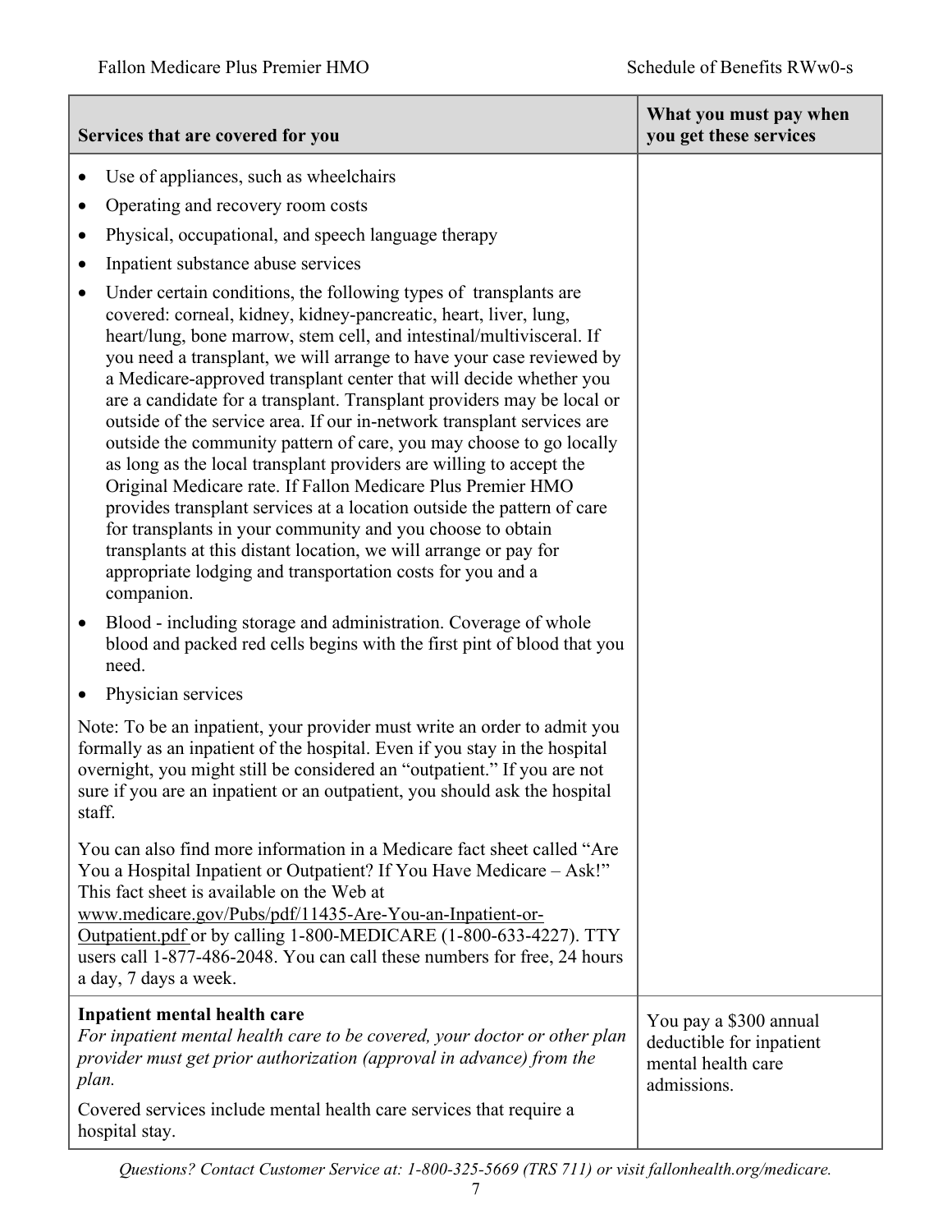| Services that are covered for you | What you must pay when you get these services |
|---|---|
| • Use of appliances, such as wheelchairs<br>• Operating and recovery room costs<br>• Physical, occupational, and speech language therapy<br>• Inpatient substance abuse services<br>• Under certain conditions, the following types of transplants are covered: corneal, kidney, kidney-pancreatic, heart, liver, lung, heart/lung, bone marrow, stem cell, and intestinal/multivisceral. If you need a transplant, we will arrange to have your case reviewed by a Medicare-approved transplant center that will decide whether you are a candidate for a transplant. Transplant providers may be local or outside of the service area. If our in-network transplant services are outside the community pattern of care, you may choose to go locally as long as the local transplant providers are willing to accept the Original Medicare rate. If Fallon Medicare Plus Premier HMO provides transplant services at a location outside the pattern of care for transplants in your community and you choose to obtain transplants at this distant location, we will arrange or pay for appropriate lodging and transportation costs for you and a companion.<br>• Blood - including storage and administration. Coverage of whole blood and packed red cells begins with the first pint of blood that you need.<br>• Physician services<br><br>Note: To be an inpatient, your provider must write an order to admit you formally as an inpatient of the hospital. Even if you stay in the hospital overnight, you might still be considered an "outpatient." If you are not sure if you are an inpatient or an outpatient, you should ask the hospital staff.<br><br>You can also find more information in a Medicare fact sheet called "Are You a Hospital Inpatient or Outpatient? If You Have Medicare – Ask!" This fact sheet is available on the Web at www.medicare.gov/Pubs/pdf/11435-Are-You-an-Inpatient-or-Outpatient.pdf or by calling 1-800-MEDICARE (1-800-633-4227). TTY users call 1-877-486-2048. You can call these numbers for free, 24 hours a day, 7 days a week. | |
| **Inpatient mental health care**<br>*For inpatient mental health care to be covered, your doctor or other plan provider must get prior authorization (approval in advance) from the plan.*<br><br>Covered services include mental health care services that require a hospital stay. | You pay a $300 annual deductible for inpatient mental health care admissions. |

*Questions? Contact Customer Service at: 1-800-325-5669 (TRS 711) or visit fallonhealth.org/medicare.*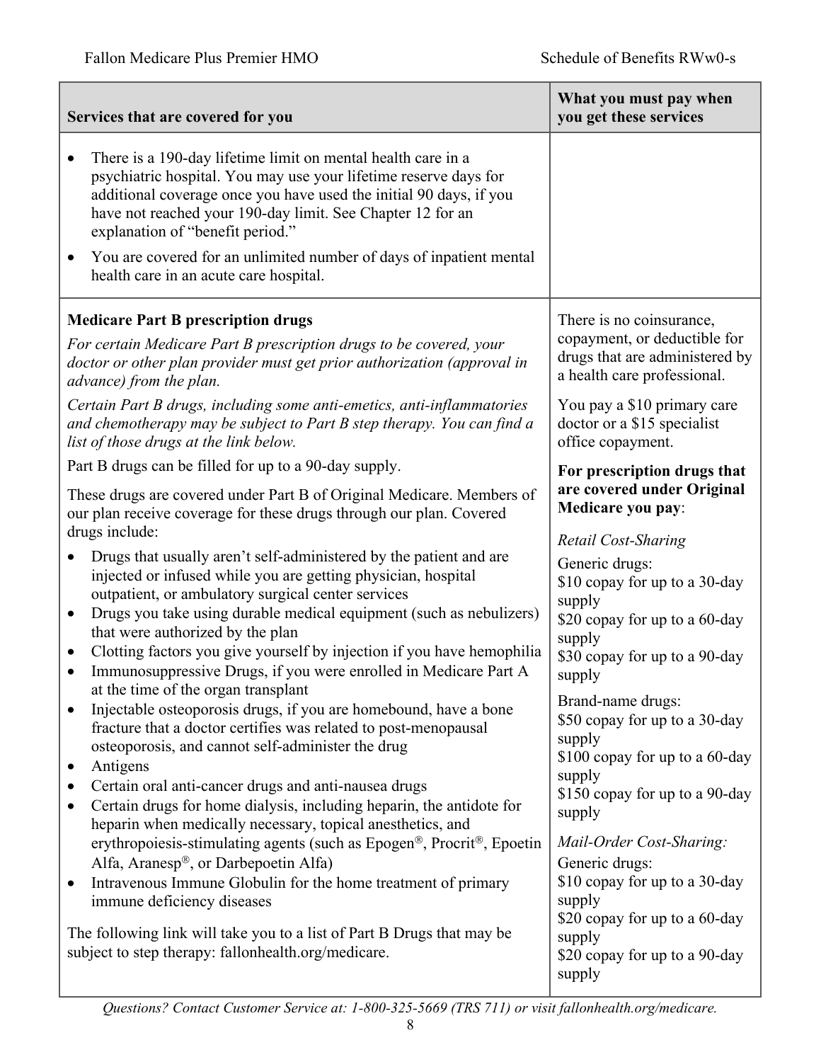| Services that are covered for you | What you must pay when you get these services |
|---|---|
| • There is a 190-day lifetime limit on mental health care in a psychiatric hospital. You may use your lifetime reserve days for additional coverage once you have used the initial 90 days, if you have not reached your 190-day limit. See Chapter 12 for an explanation of "benefit period."<br>• You are covered for an unlimited number of days of inpatient mental health care in an acute care hospital. | |
| **Medicare Part B prescription drugs**<br>*For certain Medicare Part B prescription drugs to be covered, your doctor or other plan provider must get prior authorization (approval in advance) from the plan.*<br>*Certain Part B drugs, including some anti-emetics, anti-inflammatories and chemotherapy may be subject to Part B step therapy. You can find a list of those drugs at the link below.*<br>Part B drugs can be filled for up to a 90-day supply.<br>These drugs are covered under Part B of Original Medicare. Members of our plan receive coverage for these drugs through our plan. Covered drugs include:<br>• Drugs that usually aren't self-administered by the patient and are injected or infused while you are getting physician, hospital outpatient, or ambulatory surgical center services<br>• Drugs you take using durable medical equipment (such as nebulizers) that were authorized by the plan<br>• Clotting factors you give yourself by injection if you have hemophilia<br>• Immunosuppressive Drugs, if you were enrolled in Medicare Part A at the time of the organ transplant<br>• Injectable osteoporosis drugs, if you are homebound, have a bone fracture that a doctor certifies was related to post-menopausal osteoporosis, and cannot self-administer the drug<br>• Antigens<br>• Certain oral anti-cancer drugs and anti-nausea drugs<br>• Certain drugs for home dialysis, including heparin, the antidote for heparin when medically necessary, topical anesthetics, and erythropoiesis-stimulating agents (such as Epogen®, Procrit®, Epoetin Alfa, Aranesp®, or Darbepoetin Alfa)<br>• Intravenous Immune Globulin for the home treatment of primary immune deficiency diseases<br>The following link will take you to a list of Part B Drugs that may be subject to step therapy: fallonhealth.org/medicare. | There is no coinsurance, copayment, or deductible for drugs that are administered by a health care professional.<br>You pay a $10 primary care doctor or a $15 specialist office copayment.<br>**For prescription drugs that are covered under Original Medicare you pay**:<br>*Retail Cost-Sharing*<br>Generic drugs:<br>$10 copay for up to a 30-day supply<br>$20 copay for up to a 60-day supply<br>$30 copay for up to a 90-day supply<br>Brand-name drugs:<br>$50 copay for up to a 30-day supply<br>$100 copay for up to a 60-day supply<br>$150 copay for up to a 90-day supply<br>*Mail-Order Cost-Sharing:*<br>Generic drugs:<br>$10 copay for up to a 30-day supply<br>$20 copay for up to a 60-day supply<br>$20 copay for up to a 90-day supply |

*Questions? Contact Customer Service at: 1-800-325-5669 (TRS 711) or visit fallonhealth.org/medicare.*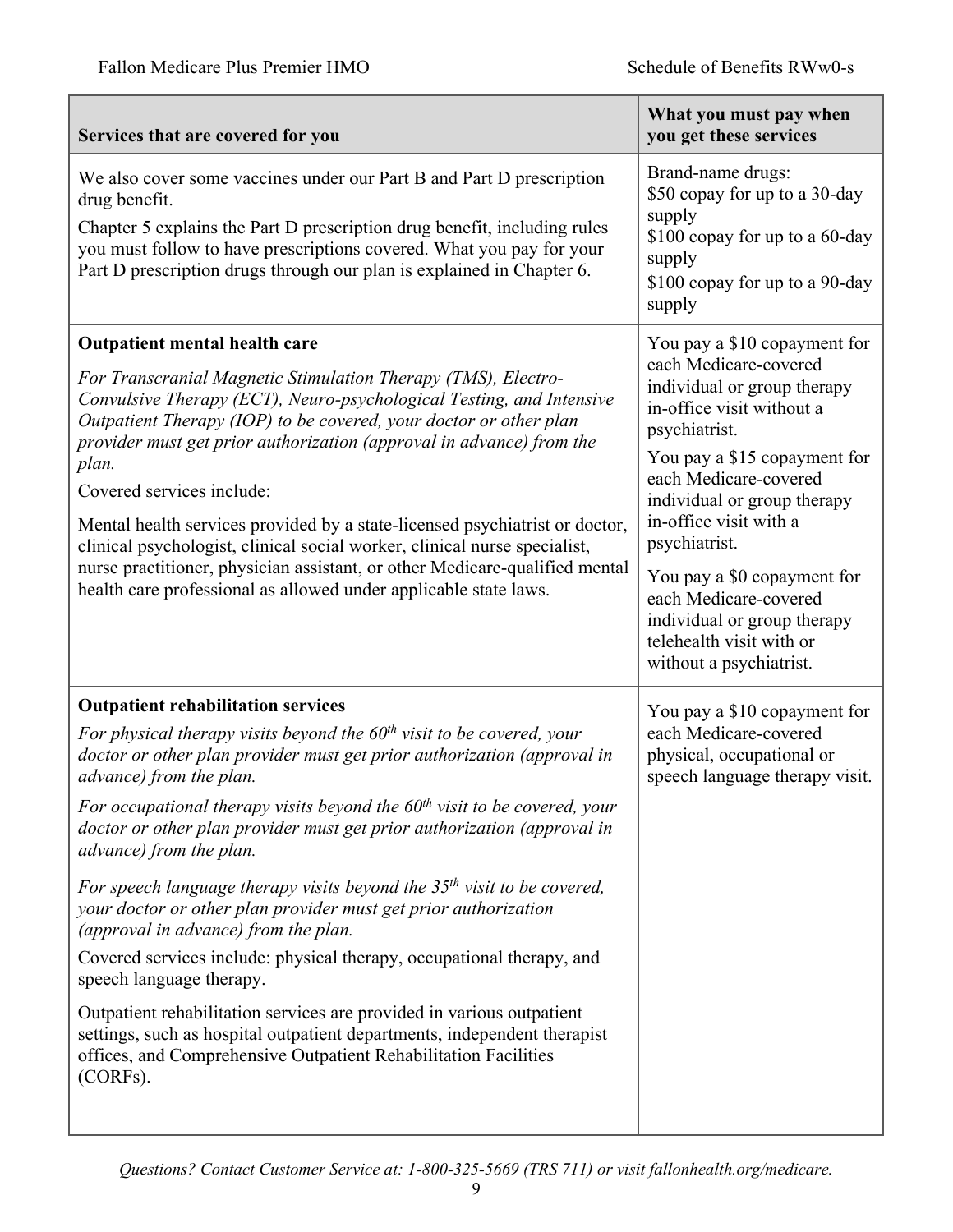| Services that are covered for you | What you must pay when you get these services |
|---|---|
| We also cover some vaccines under our Part B and Part D prescription drug benefit.<br>Chapter 5 explains the Part D prescription drug benefit, including rules you must follow to have prescriptions covered. What you pay for your Part D prescription drugs through our plan is explained in Chapter 6. | Brand-name drugs:<br>$50 copay for up to a 30-day supply<br>$100 copay for up to a 60-day supply<br>$100 copay for up to a 90-day supply |
| **Outpatient mental health care**<br>*For Transcranial Magnetic Stimulation Therapy (TMS), Electro-Convulsive Therapy (ECT), Neuro-psychological Testing, and Intensive Outpatient Therapy (IOP) to be covered, your doctor or other plan provider must get prior authorization (approval in advance) from the plan.*<br>Covered services include:<br>Mental health services provided by a state-licensed psychiatrist or doctor, clinical psychologist, clinical social worker, clinical nurse specialist, nurse practitioner, physician assistant, or other Medicare-qualified mental health care professional as allowed under applicable state laws. | You pay a $10 copayment for each Medicare-covered individual or group therapy in-office visit without a psychiatrist.<br>You pay a $15 copayment for each Medicare-covered individual or group therapy in-office visit with a psychiatrist.<br>You pay a $0 copayment for each Medicare-covered individual or group therapy telehealth visit with or without a psychiatrist. |
| **Outpatient rehabilitation services**<br>*For physical therapy visits beyond the 60th visit to be covered, your doctor or other plan provider must get prior authorization (approval in advance) from the plan.*<br>*For occupational therapy visits beyond the 60th visit to be covered, your doctor or other plan provider must get prior authorization (approval in advance) from the plan.*<br>*For speech language therapy visits beyond the 35th visit to be covered, your doctor or other plan provider must get prior authorization (approval in advance) from the plan.*<br>Covered services include: physical therapy, occupational therapy, and speech language therapy.<br>Outpatient rehabilitation services are provided in various outpatient settings, such as hospital outpatient departments, independent therapist offices, and Comprehensive Outpatient Rehabilitation Facilities (CORFs). | You pay a $10 copayment for each Medicare-covered physical, occupational or speech language therapy visit. |

*Questions? Contact Customer Service at: 1-800-325-5669 (TRS 711) or visit fallonhealth.org/medicare.*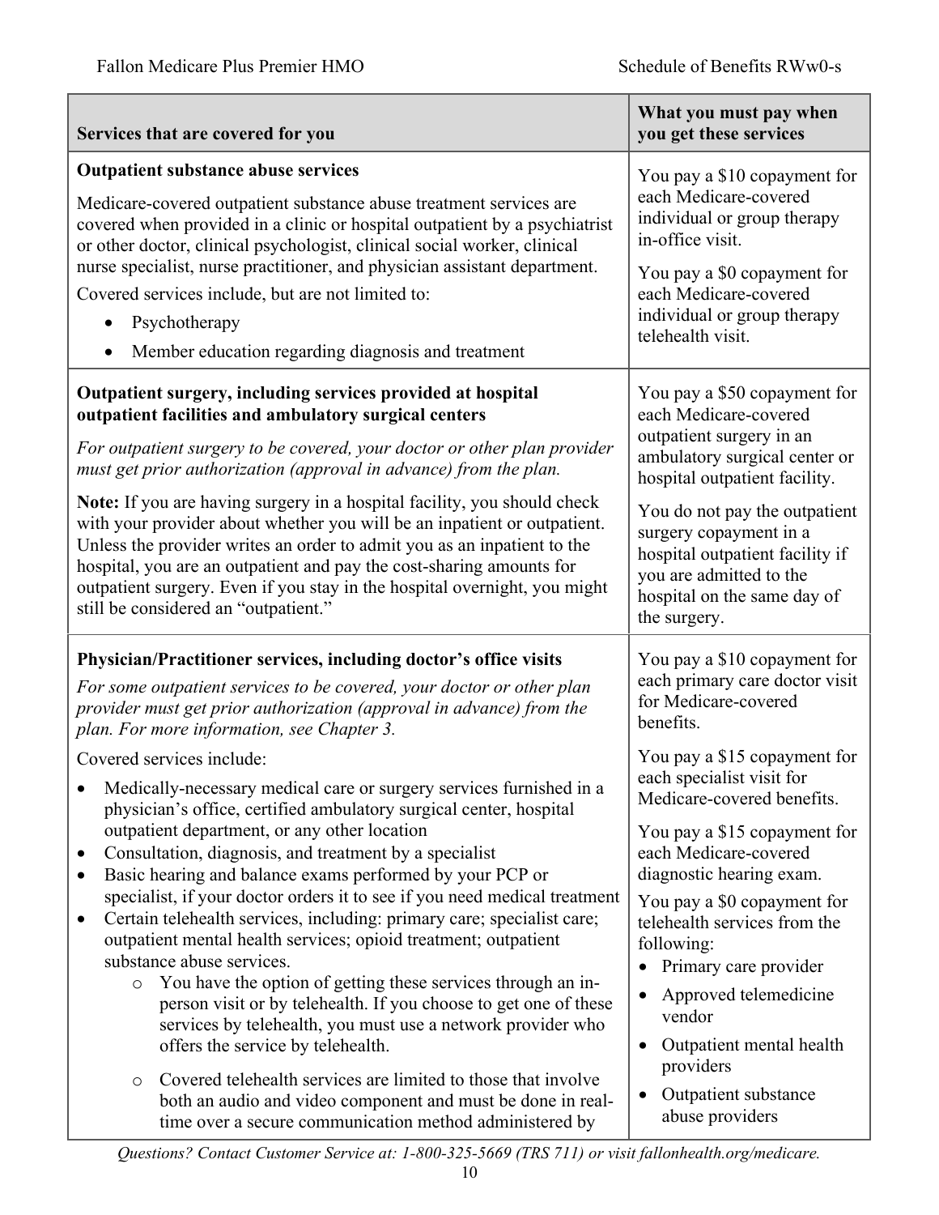| Services that are covered for you | What you must pay when you get these services |
|---|---|
| **Outpatient substance abuse services**<br><br>Medicare-covered outpatient substance abuse treatment services are covered when provided in a clinic or hospital outpatient by a psychiatrist or other doctor, clinical psychologist, clinical social worker, clinical nurse specialist, nurse practitioner, and physician assistant department.<br><br>Covered services include, but are not limited to:<br>• Psychotherapy<br>• Member education regarding diagnosis and treatment | You pay a $10 copayment for each Medicare-covered individual or group therapy in-office visit.<br><br>You pay a $0 copayment for each Medicare-covered individual or group therapy telehealth visit. |
| **Outpatient surgery, including services provided at hospital outpatient facilities and ambulatory surgical centers**<br><br>*For outpatient surgery to be covered, your doctor or other plan provider must get prior authorization (approval in advance) from the plan.*<br><br>**Note:** If you are having surgery in a hospital facility, you should check with your provider about whether you will be an inpatient or outpatient. Unless the provider writes an order to admit you as an inpatient to the hospital, you are an outpatient and pay the cost-sharing amounts for outpatient surgery. Even if you stay in the hospital overnight, you might still be considered an "outpatient." | You pay a $50 copayment for each Medicare-covered outpatient surgery in an ambulatory surgical center or hospital outpatient facility.<br><br>You do not pay the outpatient surgery copayment in a hospital outpatient facility if you are admitted to the hospital on the same day of the surgery. |
| **Physician/Practitioner services, including doctor's office visits**<br><br>*For some outpatient services to be covered, your doctor or other plan provider must get prior authorization (approval in advance) from the plan. For more information, see Chapter 3.*<br><br>Covered services include:<br>• Medically-necessary medical care or surgery services furnished in a physician's office, certified ambulatory surgical center, hospital outpatient department, or any other location<br>• Consultation, diagnosis, and treatment by a specialist<br>• Basic hearing and balance exams performed by your PCP or specialist, if your doctor orders it to see if you need medical treatment<br>• Certain telehealth services, including: primary care; specialist care; outpatient mental health services; opioid treatment; outpatient substance abuse services.<br>  ○ You have the option of getting these services through an in-person visit or by telehealth. If you choose to get one of these services by telehealth, you must use a network provider who offers the service by telehealth.<br>  ○ Covered telehealth services are limited to those that involve both an audio and video component and must be done in real-time over a secure communication method administered by | You pay a $10 copayment for each primary care doctor visit for Medicare-covered benefits.<br><br>You pay a $15 copayment for each specialist visit for Medicare-covered benefits.<br><br>You pay a $15 copayment for each Medicare-covered diagnostic hearing exam.<br><br>You pay a $0 copayment for telehealth services from the following:<br>• Primary care provider<br>• Approved telemedicine vendor<br>• Outpatient mental health providers<br>• Outpatient substance abuse providers |

*Questions? Contact Customer Service at: 1-800-325-5669 (TRS 711) or visit fallonhealth.org/medicare.*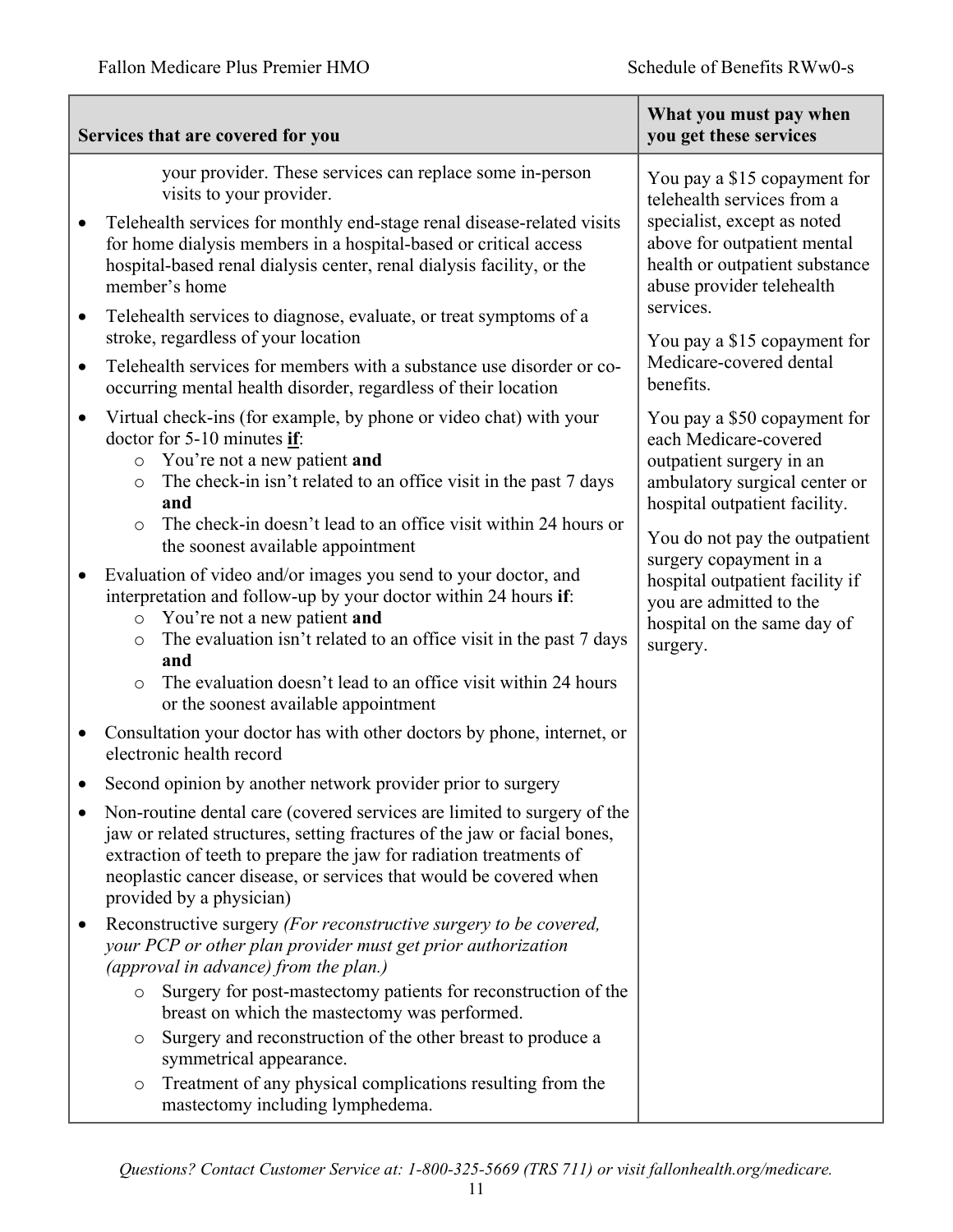| Services that are covered for you | What you must pay when you get these services |
|---|---|
| your provider. These services can replace some in-person visits to your provider.<br>• Telehealth services for monthly end-stage renal disease-related visits for home dialysis members in a hospital-based or critical access hospital-based renal dialysis center, renal dialysis facility, or the member's home<br>• Telehealth services to diagnose, evaluate, or treat symptoms of a stroke, regardless of your location<br>• Telehealth services for members with a substance use disorder or co-occurring mental health disorder, regardless of their location<br>• Virtual check-ins (for example, by phone or video chat) with your doctor for 5-10 minutes **if**:<br>  ○ You're not a new patient **and**<br>  ○ The check-in isn't related to an office visit in the past 7 days **and**<br>  ○ The check-in doesn't lead to an office visit within 24 hours or the soonest available appointment<br>• Evaluation of video and/or images you send to your doctor, and interpretation and follow-up by your doctor within 24 hours **if**:<br>  ○ You're not a new patient **and**<br>  ○ The evaluation isn't related to an office visit in the past 7 days **and**<br>  ○ The evaluation doesn't lead to an office visit within 24 hours or the soonest available appointment<br>• Consultation your doctor has with other doctors by phone, internet, or electronic health record<br>• Second opinion by another network provider prior to surgery<br>• Non-routine dental care (covered services are limited to surgery of the jaw or related structures, setting fractures of the jaw or facial bones, extraction of teeth to prepare the jaw for radiation treatments of neoplastic cancer disease, or services that would be covered when provided by a physician)<br>• Reconstructive surgery *(For reconstructive surgery to be covered, your PCP or other plan provider must get prior authorization (approval in advance) from the plan.)*<br>  ○ Surgery for post-mastectomy patients for reconstruction of the breast on which the mastectomy was performed.<br>  ○ Surgery and reconstruction of the other breast to produce a symmetrical appearance.<br>  ○ Treatment of any physical complications resulting from the mastectomy including lymphedema. | You pay a $15 copayment for telehealth services from a specialist, except as noted above for outpatient mental health or outpatient substance abuse provider telehealth services.<br><br>You pay a $15 copayment for Medicare-covered dental benefits.<br><br>You pay a $50 copayment for each Medicare-covered outpatient surgery in an ambulatory surgical center or hospital outpatient facility.<br><br>You do not pay the outpatient surgery copayment in a hospital outpatient facility if you are admitted to the hospital on the same day of surgery. |

*Questions? Contact Customer Service at: 1-800-325-5669 (TRS 711) or visit fallonhealth.org/medicare.*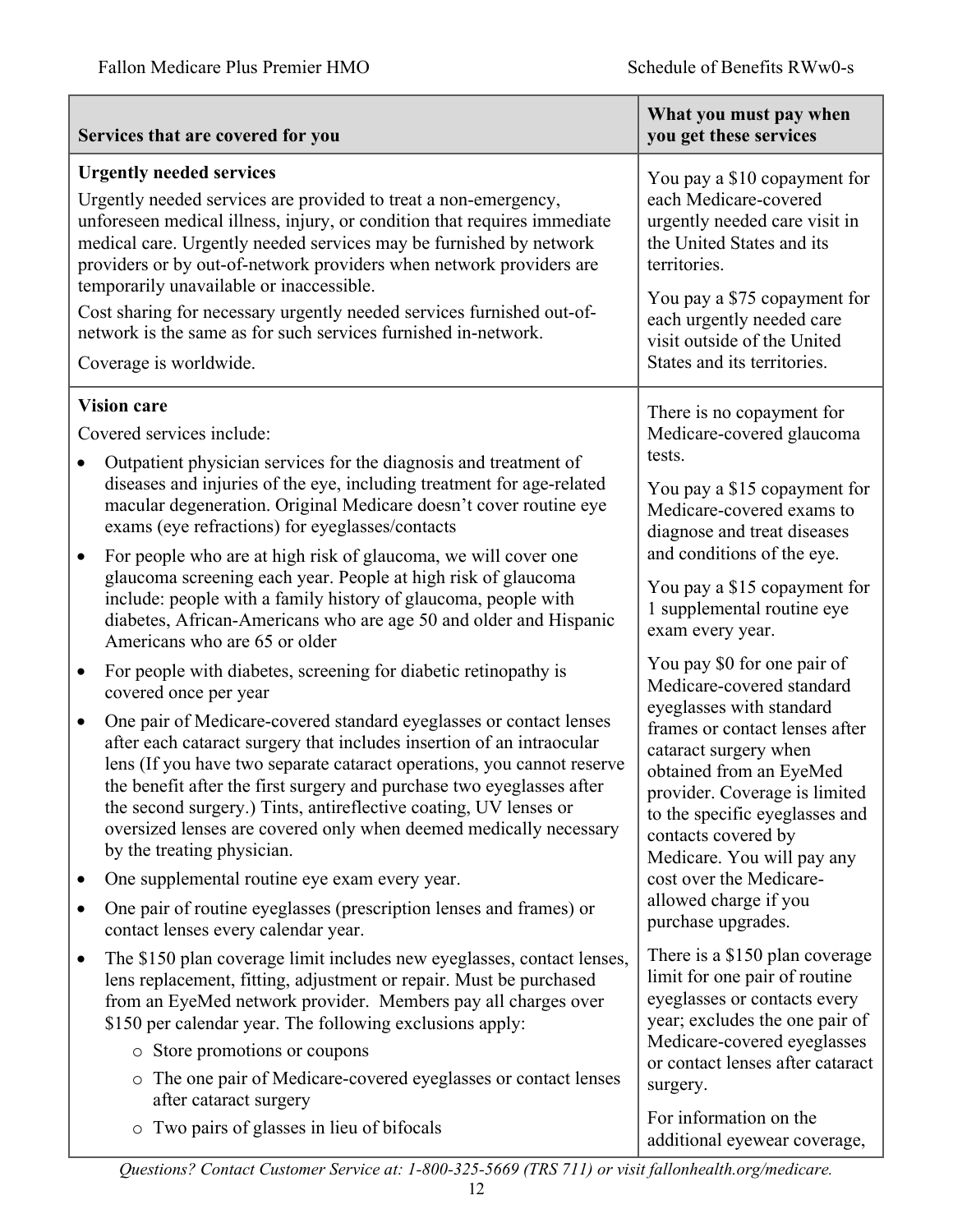| Services that are covered for you | What you must pay when you get these services |
|---|---|
| **Urgently needed services**<br>Urgently needed services are provided to treat a non-emergency, unforeseen medical illness, injury, or condition that requires immediate medical care. Urgently needed services may be furnished by network providers or by out-of-network providers when network providers are temporarily unavailable or inaccessible.<br>Cost sharing for necessary urgently needed services furnished out-of-network is the same as for such services furnished in-network.<br>Coverage is worldwide. | You pay a $10 copayment for each Medicare-covered urgently needed care visit in the United States and its territories.<br>You pay a $75 copayment for each urgently needed care visit outside of the United States and its territories. |
| **Vision care**<br>Covered services include:<br>• Outpatient physician services for the diagnosis and treatment of diseases and injuries of the eye, including treatment for age-related macular degeneration. Original Medicare doesn't cover routine eye exams (eye refractions) for eyeglasses/contacts<br>• For people who are at high risk of glaucoma, we will cover one glaucoma screening each year. People at high risk of glaucoma include: people with a family history of glaucoma, people with diabetes, African-Americans who are age 50 and older and Hispanic Americans who are 65 or older<br>• For people with diabetes, screening for diabetic retinopathy is covered once per year<br>• One pair of Medicare-covered standard eyeglasses or contact lenses after each cataract surgery that includes insertion of an intraocular lens (If you have two separate cataract operations, you cannot reserve the benefit after the first surgery and purchase two eyeglasses after the second surgery.) Tints, antireflective coating, UV lenses or oversized lenses are covered only when deemed medically necessary by the treating physician.<br>• One supplemental routine eye exam every year.<br>• One pair of routine eyeglasses (prescription lenses and frames) or contact lenses every calendar year.<br>• The $150 plan coverage limit includes new eyeglasses, contact lenses, lens replacement, fitting, adjustment or repair. Must be purchased from an EyeMed network provider. Members pay all charges over $150 per calendar year. The following exclusions apply:<br>&nbsp;&nbsp;○ Store promotions or coupons<br>&nbsp;&nbsp;○ The one pair of Medicare-covered eyeglasses or contact lenses after cataract surgery<br>&nbsp;&nbsp;○ Two pairs of glasses in lieu of bifocals | There is no copayment for Medicare-covered glaucoma tests.<br>You pay a $15 copayment for Medicare-covered exams to diagnose and treat diseases and conditions of the eye.<br>You pay a $15 copayment for 1 supplemental routine eye exam every year.<br>You pay $0 for one pair of Medicare-covered standard eyeglasses with standard frames or contact lenses after cataract surgery when obtained from an EyeMed provider. Coverage is limited to the specific eyeglasses and contacts covered by Medicare. You will pay any cost over the Medicare-allowed charge if you purchase upgrades.<br>There is a $150 plan coverage limit for one pair of routine eyeglasses or contacts every year; excludes the one pair of Medicare-covered eyeglasses or contact lenses after cataract surgery.<br>For information on the additional eyewear coverage, |

*Questions? Contact Customer Service at: 1-800-325-5669 (TRS 711) or visit fallonhealth.org/medicare.*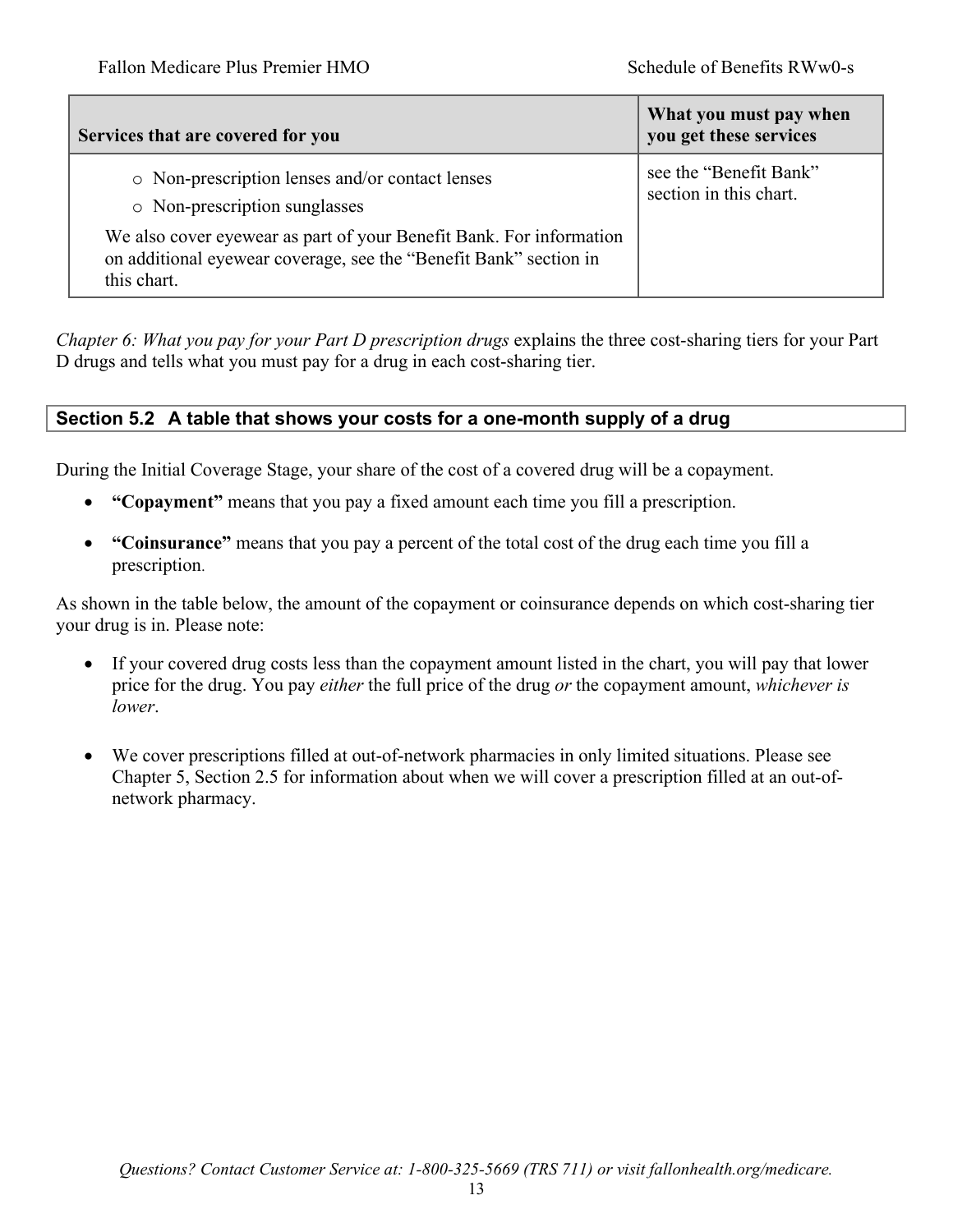| Services that are covered for you | What you must pay when you get these services |
| --- | --- |
| ○ Non-prescription lenses and/or contact lenses<br>○ Non-prescription sunglasses<br><br>We also cover eyewear as part of your Benefit Bank. For information on additional eyewear coverage, see the "Benefit Bank" section in this chart. | see the "Benefit Bank" section in this chart. |

*Chapter 6: What you pay for your Part D prescription drugs* explains the three cost-sharing tiers for your Part D drugs and tells what you must pay for a drug in each cost-sharing tier.

## Section 5.2 A table that shows your costs for a one-month supply of a drug

During the Initial Coverage Stage, your share of the cost of a covered drug will be a copayment.

- **"Copayment"** means that you pay a fixed amount each time you fill a prescription.
- **"Coinsurance"** means that you pay a percent of the total cost of the drug each time you fill a prescription.

As shown in the table below, the amount of the copayment or coinsurance depends on which cost-sharing tier your drug is in. Please note:

- If your covered drug costs less than the copayment amount listed in the chart, you will pay that lower price for the drug. You pay *either* the full price of the drug *or* the copayment amount, *whichever is lower*.
- We cover prescriptions filled at out-of-network pharmacies in only limited situations. Please see Chapter 5, Section 2.5 for information about when we will cover a prescription filled at an out-of-network pharmacy.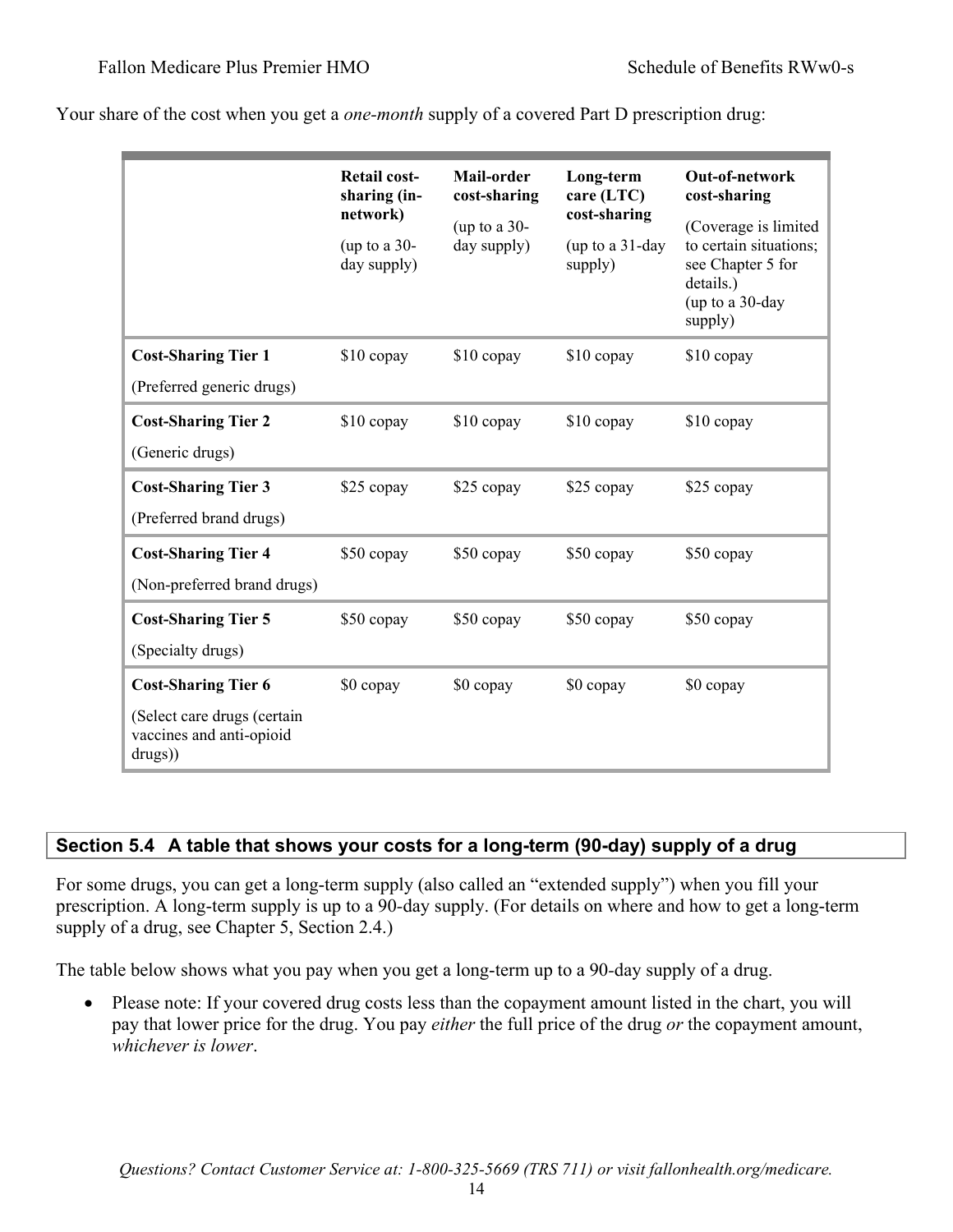Your share of the cost when you get a *one-month* supply of a covered Part D prescription drug:

| | **Retail cost-sharing (in-network)** (up to a 30-day supply) | **Mail-order cost-sharing** (up to a 30-day supply) | **Long-term care (LTC) cost-sharing** (up to a 31-day supply) | **Out-of-network cost-sharing** (Coverage is limited to certain situations; see Chapter 5 for details.) (up to a 30-day supply) |
|---|---|---|---|---|
| **Cost-Sharing Tier 1** (Preferred generic drugs) | $10 copay | $10 copay | $10 copay | $10 copay |
| **Cost-Sharing Tier 2** (Generic drugs) | $10 copay | $10 copay | $10 copay | $10 copay |
| **Cost-Sharing Tier 3** (Preferred brand drugs) | $25 copay | $25 copay | $25 copay | $25 copay |
| **Cost-Sharing Tier 4** (Non-preferred brand drugs) | $50 copay | $50 copay | $50 copay | $50 copay |
| **Cost-Sharing Tier 5** (Specialty drugs) | $50 copay | $50 copay | $50 copay | $50 copay |
| **Cost-Sharing Tier 6** (Select care drugs (certain vaccines and anti-opioid drugs)) | $0 copay | $0 copay | $0 copay | $0 copay |

## Section 5.4 A table that shows your costs for a long-term (90-day) supply of a drug

For some drugs, you can get a long-term supply (also called an "extended supply") when you fill your prescription. A long-term supply is up to a 90-day supply. (For details on where and how to get a long-term supply of a drug, see Chapter 5, Section 2.4.)

The table below shows what you pay when you get a long-term up to a 90-day supply of a drug.

- Please note: If your covered drug costs less than the copayment amount listed in the chart, you will pay that lower price for the drug. You pay *either* the full price of the drug *or* the copayment amount, *whichever is lower*.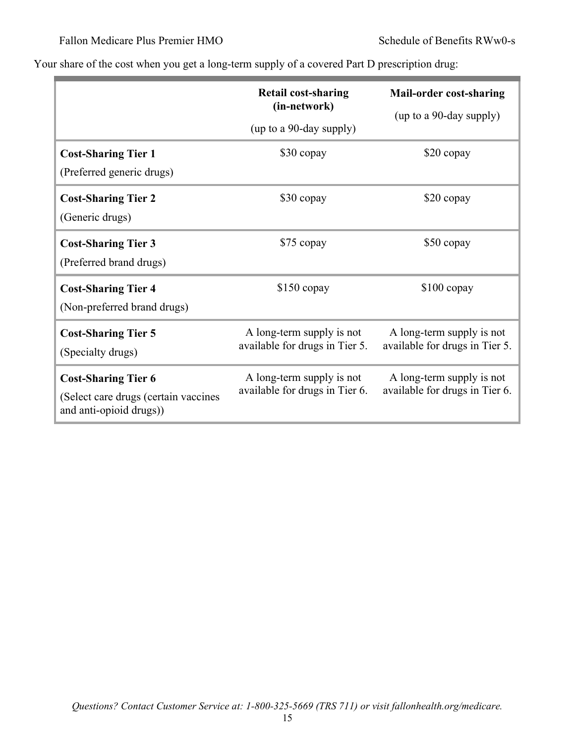Your share of the cost when you get a long-term supply of a covered Part D prescription drug:

| | **Retail cost-sharing (in-network)** (up to a 90-day supply) | **Mail-order cost-sharing** (up to a 90-day supply) |
|---|---|---|
| **Cost-Sharing Tier 1** (Preferred generic drugs) | $30 copay | $20 copay |
| **Cost-Sharing Tier 2** (Generic drugs) | $30 copay | $20 copay |
| **Cost-Sharing Tier 3** (Preferred brand drugs) | $75 copay | $50 copay |
| **Cost-Sharing Tier 4** (Non-preferred brand drugs) | $150 copay | $100 copay |
| **Cost-Sharing Tier 5** (Specialty drugs) | A long-term supply is not available for drugs in Tier 5. | A long-term supply is not available for drugs in Tier 5. |
| **Cost-Sharing Tier 6** (Select care drugs (certain vaccines and anti-opioid drugs)) | A long-term supply is not available for drugs in Tier 6. | A long-term supply is not available for drugs in Tier 6. |

*Questions? Contact Customer Service at: 1-800-325-5669 (TRS 711) or visit fallonhealth.org/medicare.*